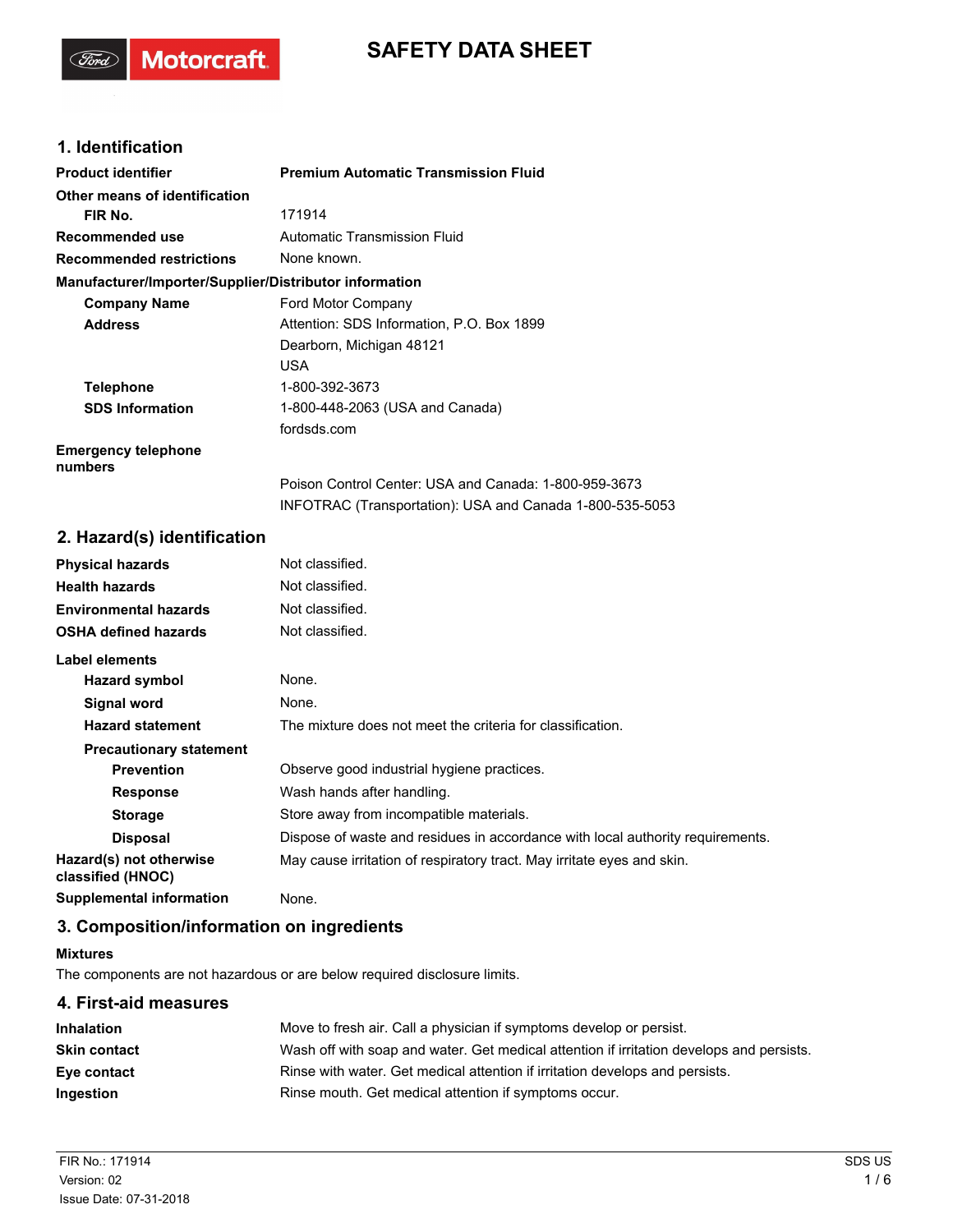# SAFETY DATA SHEET

## 1. Identification

| | |
|---|---|
| **Product identifier** | **Premium Automatic Transmission Fluid** |
| **Other means of identification** | |
| **FIR No.** | 171914 |
| **Recommended use** | Automatic Transmission Fluid |
| **Recommended restrictions** | None known. |

**Manufacturer/Importer/Supplier/Distributor information**

| | |
|---|---|
| **Company Name** | Ford Motor Company |
| **Address** | Attention: SDS Information, P.O. Box 1899<br>Dearborn, Michigan 48121<br>USA |
| **Telephone** | 1-800-392-3673 |
| **SDS Information** | 1-800-448-2063 (USA and Canada)<br>fordsds.com |
| **Emergency telephone numbers** | Poison Control Center: USA and Canada: 1-800-959-3673<br>INFOTRAC (Transportation): USA and Canada 1-800-535-5053 |

## 2. Hazard(s) identification

| | |
|---|---|
| **Physical hazards** | Not classified. |
| **Health hazards** | Not classified. |
| **Environmental hazards** | Not classified. |
| **OSHA defined hazards** | Not classified. |

**Label elements**

| | |
|---|---|
| **Hazard symbol** | None. |
| **Signal word** | None. |
| **Hazard statement** | The mixture does not meet the criteria for classification. |
| **Precautionary statement** | |
| **Prevention** | Observe good industrial hygiene practices. |
| **Response** | Wash hands after handling. |
| **Storage** | Store away from incompatible materials. |
| **Disposal** | Dispose of waste and residues in accordance with local authority requirements. |
| **Hazard(s) not otherwise classified (HNOC)** | May cause irritation of respiratory tract. May irritate eyes and skin. |
| **Supplemental information** | None. |

## 3. Composition/information on ingredients

**Mixtures**

The components are not hazardous or are below required disclosure limits.

## 4. First-aid measures

| | |
|---|---|
| **Inhalation** | Move to fresh air. Call a physician if symptoms develop or persist. |
| **Skin contact** | Wash off with soap and water. Get medical attention if irritation develops and persists. |
| **Eye contact** | Rinse with water. Get medical attention if irritation develops and persists. |
| **Ingestion** | Rinse mouth. Get medical attention if symptoms occur. |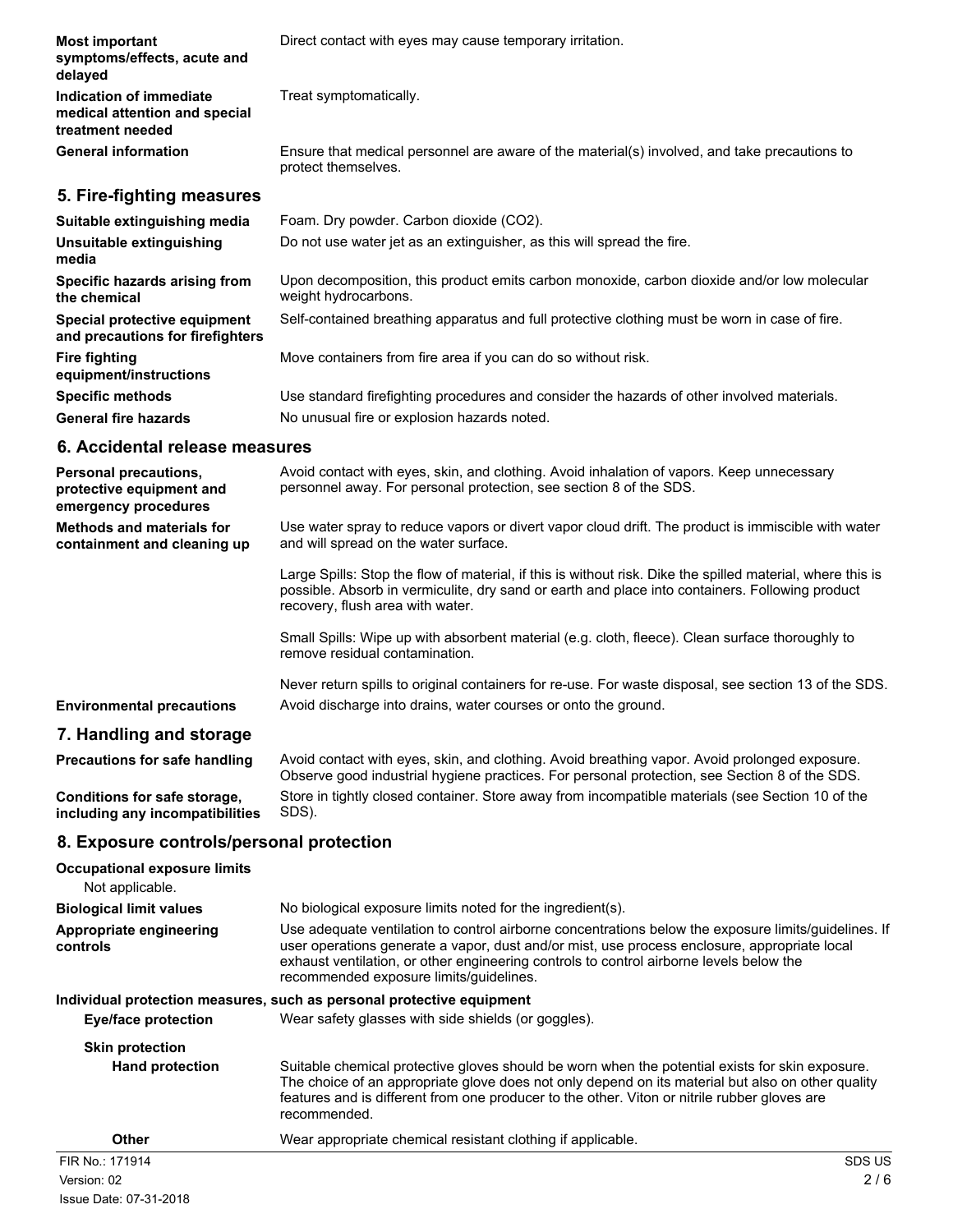| | |
|---|---|
| **Most important symptoms/effects, acute and delayed** | Direct contact with eyes may cause temporary irritation. |
| **Indication of immediate medical attention and special treatment needed** | Treat symptomatically. |
| **General information** | Ensure that medical personnel are aware of the material(s) involved, and take precautions to protect themselves. |

## 5. Fire-fighting measures

| | |
|---|---|
| **Suitable extinguishing media** | Foam. Dry powder. Carbon dioxide ($CO_2$). |
| **Unsuitable extinguishing media** | Do not use water jet as an extinguisher, as this will spread the fire. |
| **Specific hazards arising from the chemical** | Upon decomposition, this product emits carbon monoxide, carbon dioxide and/or low molecular weight hydrocarbons. |
| **Special protective equipment and precautions for firefighters** | Self-contained breathing apparatus and full protective clothing must be worn in case of fire. |
| **Fire fighting equipment/instructions** | Move containers from fire area if you can do so without risk. |
| **Specific methods** | Use standard firefighting procedures and consider the hazards of other involved materials. |
| **General fire hazards** | No unusual fire or explosion hazards noted. |

## 6. Accidental release measures

| | |
|---|---|
| **Personal precautions, protective equipment and emergency procedures** | Avoid contact with eyes, skin, and clothing. Avoid inhalation of vapors. Keep unnecessary personnel away. For personal protection, see section 8 of the SDS. |
| **Methods and materials for containment and cleaning up** | Use water spray to reduce vapors or divert vapor cloud drift. The product is immiscible with water and will spread on the water surface.<br><br>Large Spills: Stop the flow of material, if this is without risk. Dike the spilled material, where this is possible. Absorb in vermiculite, dry sand or earth and place into containers. Following product recovery, flush area with water.<br><br>Small Spills: Wipe up with absorbent material (e.g. cloth, fleece). Clean surface thoroughly to remove residual contamination.<br><br>Never return spills to original containers for re-use. For waste disposal, see section 13 of the SDS. |
| **Environmental precautions** | Avoid discharge into drains, water courses or onto the ground. |

## 7. Handling and storage

| | |
|---|---|
| **Precautions for safe handling** | Avoid contact with eyes, skin, and clothing. Avoid breathing vapor. Avoid prolonged exposure. Observe good industrial hygiene practices. For personal protection, see Section 8 of the SDS. |
| **Conditions for safe storage, including any incompatibilities** | Store in tightly closed container. Store away from incompatible materials (see Section 10 of the SDS). |

## 8. Exposure controls/personal protection

**Occupational exposure limits**

Not applicable.

| | |
|---|---|
| **Biological limit values** | No biological exposure limits noted for the ingredient(s). |
| **Appropriate engineering controls** | Use adequate ventilation to control airborne concentrations below the exposure limits/guidelines. If user operations generate a vapor, dust and/or mist, use process enclosure, appropriate local exhaust ventilation, or other engineering controls to control airborne levels below the recommended exposure limits/guidelines. |

**Individual protection measures, such as personal protective equipment**

| | |
|---|---|
| **Eye/face protection** | Wear safety glasses with side shields (or goggles). |
| **Skin protection** | |
| **Hand protection** | Suitable chemical protective gloves should be worn when the potential exists for skin exposure. The choice of an appropriate glove does not only depend on its material but also on other quality features and is different from one producer to the other. Viton or nitrile rubber gloves are recommended. |
| **Other** | Wear appropriate chemical resistant clothing if applicable. |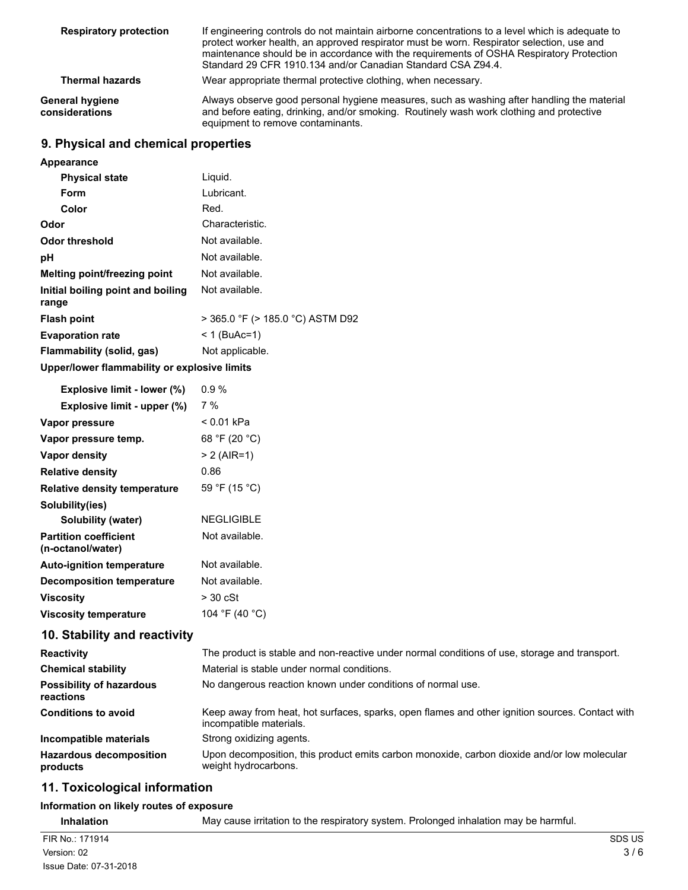**Respiratory protection** If engineering controls do not maintain airborne concentrations to a level which is adequate to protect worker health, an approved respirator must be worn. Respirator selection, use and maintenance should be in accordance with the requirements of OSHA Respiratory Protection Standard 29 CFR 1910.134 and/or Canadian Standard CSA Z94.4.

**Thermal hazards** Wear appropriate thermal protective clothing, when necessary.

**General hygiene considerations** Always observe good personal hygiene measures, such as washing after handling the material and before eating, drinking, and/or smoking. Routinely wash work clothing and protective equipment to remove contaminants.

## 9. Physical and chemical properties

| Property | Value |
|---|---|
| **Appearance** | |
| **Physical state** | Liquid. |
| **Form** | Lubricant. |
| **Color** | Red. |
| **Odor** | Characteristic. |
| **Odor threshold** | Not available. |
| **pH** | Not available. |
| **Melting point/freezing point** | Not available. |
| **Initial boiling point and boiling range** | Not available. |
| **Flash point** | > 365.0 °F (> 185.0 °C) ASTM D92 |
| **Evaporation rate** | < 1 (BuAc=1) |
| **Flammability (solid, gas)** | Not applicable. |
| **Upper/lower flammability or explosive limits** | |
| **Explosive limit - lower (%)** | 0.9 % |
| **Explosive limit - upper (%)** | 7 % |
| **Vapor pressure** | < 0.01 kPa |
| **Vapor pressure temp.** | 68 °F (20 °C) |
| **Vapor density** | > 2 (AIR=1) |
| **Relative density** | 0.86 |
| **Relative density temperature** | 59 °F (15 °C) |
| **Solubility(ies)** | |
| **Solubility (water)** | NEGLIGIBLE |
| **Partition coefficient (n-octanol/water)** | Not available. |
| **Auto-ignition temperature** | Not available. |
| **Decomposition temperature** | Not available. |
| **Viscosity** | > 30 cSt |
| **Viscosity temperature** | 104 °F (40 °C) |

## 10. Stability and reactivity

**Reactivity** The product is stable and non-reactive under normal conditions of use, storage and transport.

**Chemical stability** Material is stable under normal conditions.

**Possibility of hazardous reactions** No dangerous reaction known under conditions of normal use.

**Conditions to avoid** Keep away from heat, hot surfaces, sparks, open flames and other ignition sources. Contact with incompatible materials.

**Incompatible materials** Strong oxidizing agents.

**Hazardous decomposition products** Upon decomposition, this product emits carbon monoxide, carbon dioxide and/or low molecular weight hydrocarbons.

## 11. Toxicological information

**Information on likely routes of exposure**

**Inhalation** May cause irritation to the respiratory system. Prolonged inhalation may be harmful.

FIR No.: 171914
Version: 02
Issue Date: 07-31-2018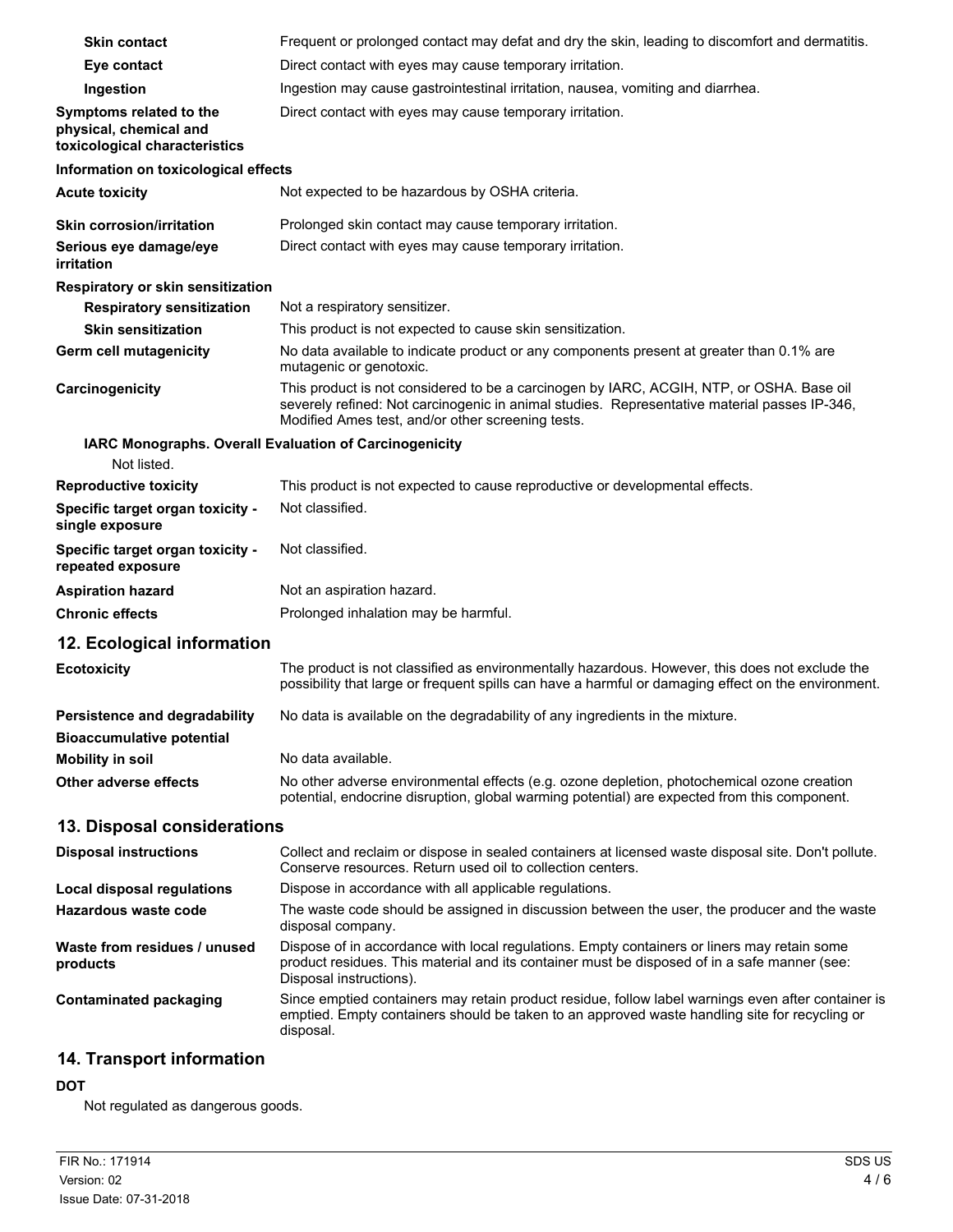| | |
|---|---|
| **Skin contact** | Frequent or prolonged contact may defat and dry the skin, leading to discomfort and dermatitis. |
| **Eye contact** | Direct contact with eyes may cause temporary irritation. |
| **Ingestion** | Ingestion may cause gastrointestinal irritation, nausea, vomiting and diarrhea. |
| **Symptoms related to the physical, chemical and toxicological characteristics** | Direct contact with eyes may cause temporary irritation. |

**Information on toxicological effects**

| | |
|---|---|
| **Acute toxicity** | Not expected to be hazardous by OSHA criteria. |
| **Skin corrosion/irritation** | Prolonged skin contact may cause temporary irritation. |
| **Serious eye damage/eye irritation** | Direct contact with eyes may cause temporary irritation. |

**Respiratory or skin sensitization**

| | |
|---|---|
| **Respiratory sensitization** | Not a respiratory sensitizer. |
| **Skin sensitization** | This product is not expected to cause skin sensitization. |
| **Germ cell mutagenicity** | No data available to indicate product or any components present at greater than 0.1% are mutagenic or genotoxic. |
| **Carcinogenicity** | This product is not considered to be a carcinogen by IARC, ACGIH, NTP, or OSHA. Base oil severely refined: Not carcinogenic in animal studies. Representative material passes IP-346, Modified Ames test, and/or other screening tests. |

**IARC Monographs. Overall Evaluation of Carcinogenicity**

Not listed.

| | |
|---|---|
| **Reproductive toxicity** | This product is not expected to cause reproductive or developmental effects. |
| **Specific target organ toxicity - single exposure** | Not classified. |
| **Specific target organ toxicity - repeated exposure** | Not classified. |
| **Aspiration hazard** | Not an aspiration hazard. |
| **Chronic effects** | Prolonged inhalation may be harmful. |

## 12. Ecological information

| | |
|---|---|
| **Ecotoxicity** | The product is not classified as environmentally hazardous. However, this does not exclude the possibility that large or frequent spills can have a harmful or damaging effect on the environment. |
| **Persistence and degradability** | No data is available on the degradability of any ingredients in the mixture. |
| **Bioaccumulative potential** | |
| **Mobility in soil** | No data available. |
| **Other adverse effects** | No other adverse environmental effects (e.g. ozone depletion, photochemical ozone creation potential, endocrine disruption, global warming potential) are expected from this component. |

## 13. Disposal considerations

| | |
|---|---|
| **Disposal instructions** | Collect and reclaim or dispose in sealed containers at licensed waste disposal site. Don't pollute. Conserve resources. Return used oil to collection centers. |
| **Local disposal regulations** | Dispose in accordance with all applicable regulations. |
| **Hazardous waste code** | The waste code should be assigned in discussion between the user, the producer and the waste disposal company. |
| **Waste from residues / unused products** | Dispose of in accordance with local regulations. Empty containers or liners may retain some product residues. This material and its container must be disposed of in a safe manner (see: Disposal instructions). |
| **Contaminated packaging** | Since emptied containers may retain product residue, follow label warnings even after container is emptied. Empty containers should be taken to an approved waste handling site for recycling or disposal. |

## 14. Transport information

**DOT**

Not regulated as dangerous goods.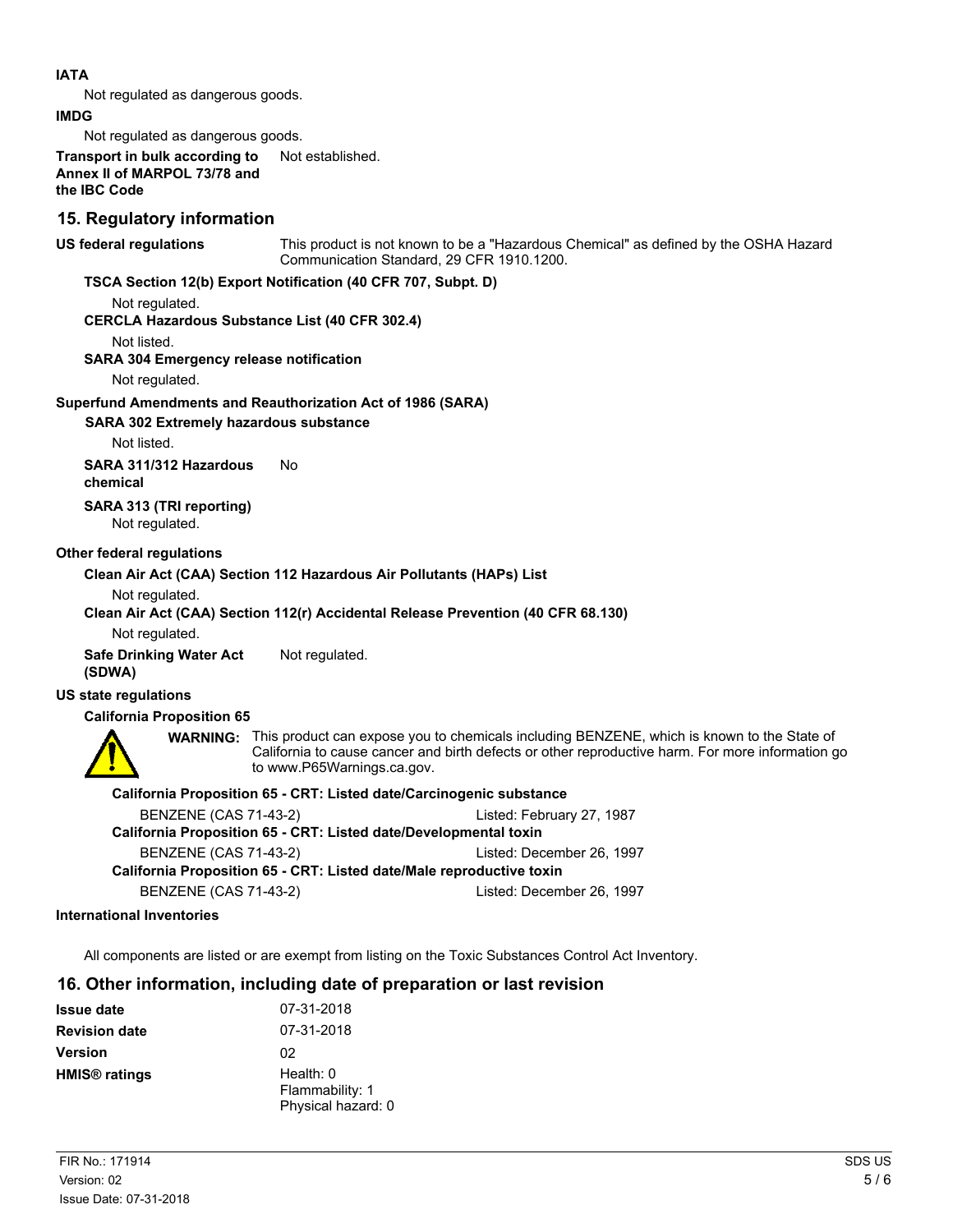**IATA**

Not regulated as dangerous goods.

**IMDG**

Not regulated as dangerous goods.

**Transport in bulk according to Annex II of MARPOL 73/78 and the IBC Code** Not established.

## 15. Regulatory information

**US federal regulations** This product is not known to be a "Hazardous Chemical" as defined by the OSHA Hazard Communication Standard, 29 CFR 1910.1200.

**TSCA Section 12(b) Export Notification (40 CFR 707, Subpt. D)**

Not regulated.

**CERCLA Hazardous Substance List (40 CFR 302.4)**

Not listed.

**SARA 304 Emergency release notification**

Not regulated.

**Superfund Amendments and Reauthorization Act of 1986 (SARA)**

**SARA 302 Extremely hazardous substance**

Not listed.

**SARA 311/312 Hazardous chemical** No

**SARA 313 (TRI reporting)**

Not regulated.

**Other federal regulations**

**Clean Air Act (CAA) Section 112 Hazardous Air Pollutants (HAPs) List**

Not regulated.

**Clean Air Act (CAA) Section 112(r) Accidental Release Prevention (40 CFR 68.130)**

Not regulated.

**Safe Drinking Water Act (SDWA)** Not regulated.

**US state regulations**

**California Proposition 65**

**WARNING:** This product can expose you to chemicals including BENZENE, which is known to the State of California to cause cancer and birth defects or other reproductive harm. For more information go to www.P65Warnings.ca.gov.

**California Proposition 65 - CRT: Listed date/Carcinogenic substance**

BENZENE (CAS 71-43-2) Listed: February 27, 1987

**California Proposition 65 - CRT: Listed date/Developmental toxin**

BENZENE (CAS 71-43-2) Listed: December 26, 1997

**California Proposition 65 - CRT: Listed date/Male reproductive toxin**

BENZENE (CAS 71-43-2) Listed: December 26, 1997

**International Inventories**

All components are listed or are exempt from listing on the Toxic Substances Control Act Inventory.

## 16. Other information, including date of preparation or last revision

**Issue date** 07-31-2018

**Revision date** 07-31-2018

**Version** 02

**HMIS® ratings** Health: 0
Flammability: 1
Physical hazard: 0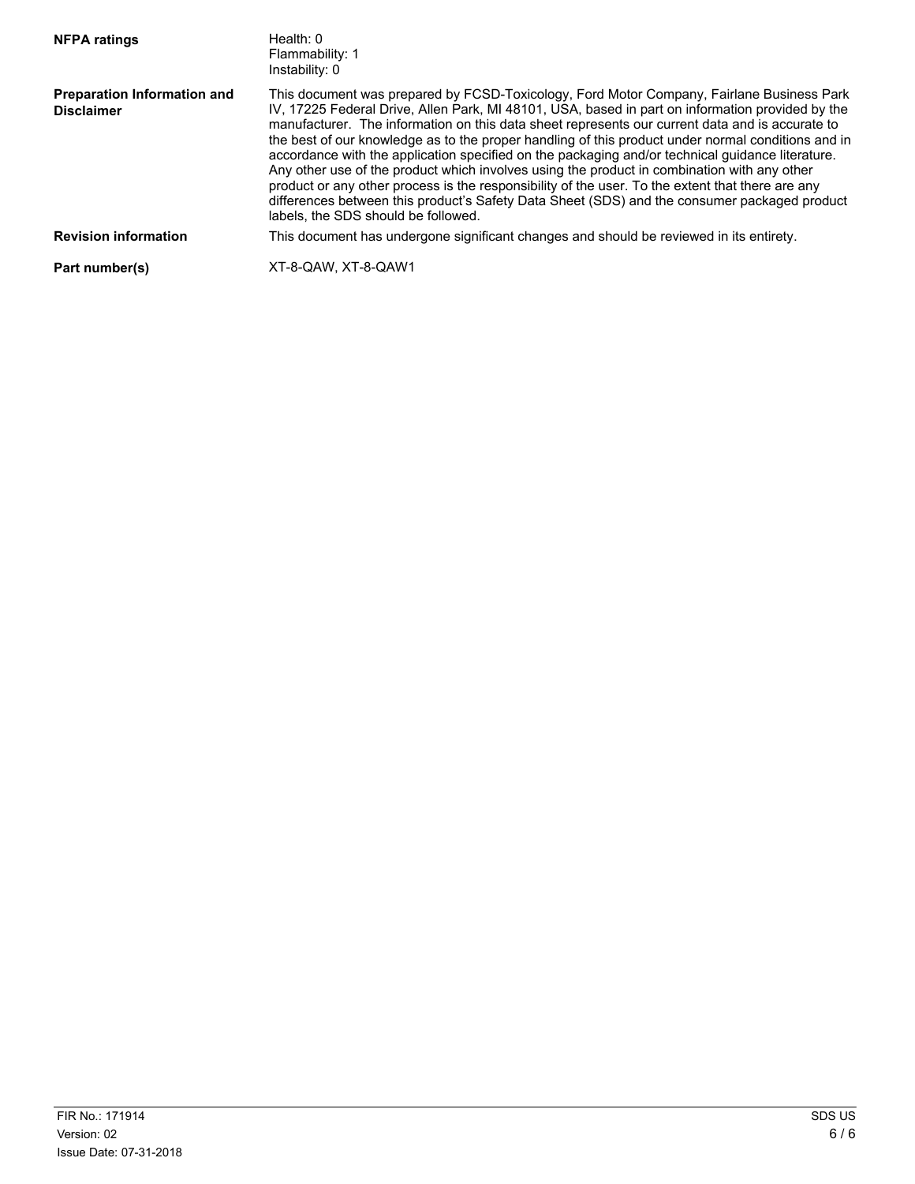**NFPA ratings**

Health: 0
Flammability: 1
Instability: 0

**Preparation Information and Disclaimer**

This document was prepared by FCSD-Toxicology, Ford Motor Company, Fairlane Business Park IV, 17225 Federal Drive, Allen Park, MI 48101, USA, based in part on information provided by the manufacturer. The information on this data sheet represents our current data and is accurate to the best of our knowledge as to the proper handling of this product under normal conditions and in accordance with the application specified on the packaging and/or technical guidance literature. Any other use of the product which involves using the product in combination with any other product or any other process is the responsibility of the user. To the extent that there are any differences between this product's Safety Data Sheet (SDS) and the consumer packaged product labels, the SDS should be followed.

**Revision information**

This document has undergone significant changes and should be reviewed in its entirety.

**Part number(s)**

XT-8-QAW, XT-8-QAW1